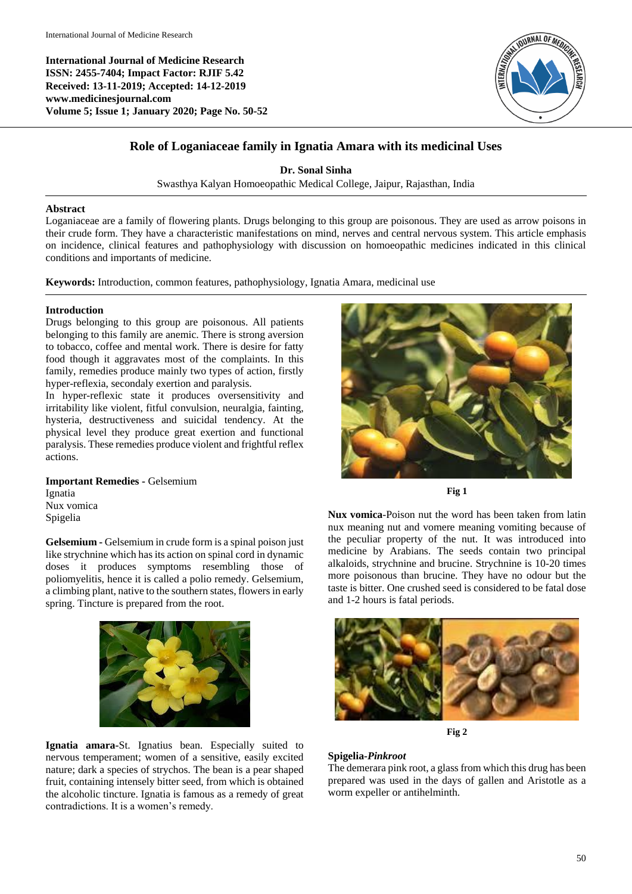International Journal of Medicine Research
ISSN: 2455-7404; Impact Factor: RJIF 5.42
Received: 13-11-2019; Accepted: 14-12-2019
www.medicinesjournal.com
Volume 5; Issue 1; January 2020; Page No. 50-52

# Role of Loganiaceae family in Ignatia Amara with its medicinal Uses

**Dr. Sonal Sinha**

Swasthya Kalyan Homoeopathic Medical College, Jaipur, Rajasthan, India

## Abstract

Loganiaceae are a family of flowering plants. Drugs belonging to this group are poisonous. They are used as arrow poisons in their crude form. They have a characteristic manifestations on mind, nerves and central nervous system. This article emphasis on incidence, clinical features and pathophysiology with discussion on homoeopathic medicines indicated in this clinical conditions and importants of medicine.

**Keywords:** Introduction, common features, pathophysiology, Ignatia Amara, medicinal use

## Introduction

Drugs belonging to this group are poisonous. All patients belonging to this family are anemic. There is strong aversion to tobacco, coffee and mental work. There is desire for fatty food though it aggravates most of the complaints. In this family, remedies produce mainly two types of action, firstly hyper-reflexia, secondaly exertion and paralysis.

In hyper-reflexic state it produces oversensitivity and irritability like violent, fitful convulsion, neuralgia, fainting, hysteria, destructiveness and suicidal tendency. At the physical level they produce great exertion and functional paralysis. These remedies produce violent and frightful reflex actions.

**Important Remedies -** Gelsemium
Ignatia
Nux vomica
Spigelia

**Gelsemium -** Gelsemium in crude form is a spinal poison just like strychnine which has its action on spinal cord in dynamic doses it produces symptoms resembling those of poliomyelitis, hence it is called a polio remedy. Gelsemium, a climbing plant, native to the southern states, flowers in early spring. Tincture is prepared from the root.

**Ignatia amara**-St. Ignatius bean. Especially suited to nervous temperament; women of a sensitive, easily excited nature; dark a species of strychos. The bean is a pear shaped fruit, containing intensely bitter seed, from which is obtained the alcoholic tincture. Ignatia is famous as a remedy of great contradictions. It is a women's remedy.

Fig 1

**Nux vomica**-Poison nut the word has been taken from latin nux meaning nut and vomere meaning vomiting because of the peculiar property of the nut. It was introduced into medicine by Arabians. The seeds contain two principal alkaloids, strychnine and brucine. Strychnine is 10-20 times more poisonous than brucine. They have no odour but the taste is bitter. One crushed seed is considered to be fatal dose and 1-2 hours is fatal periods.

Fig 2

**Spigelia-*Pinkroot***

The demerara pink root, a glass from which this drug has been prepared was used in the days of gallen and Aristotle as a worm expeller or antihelminth.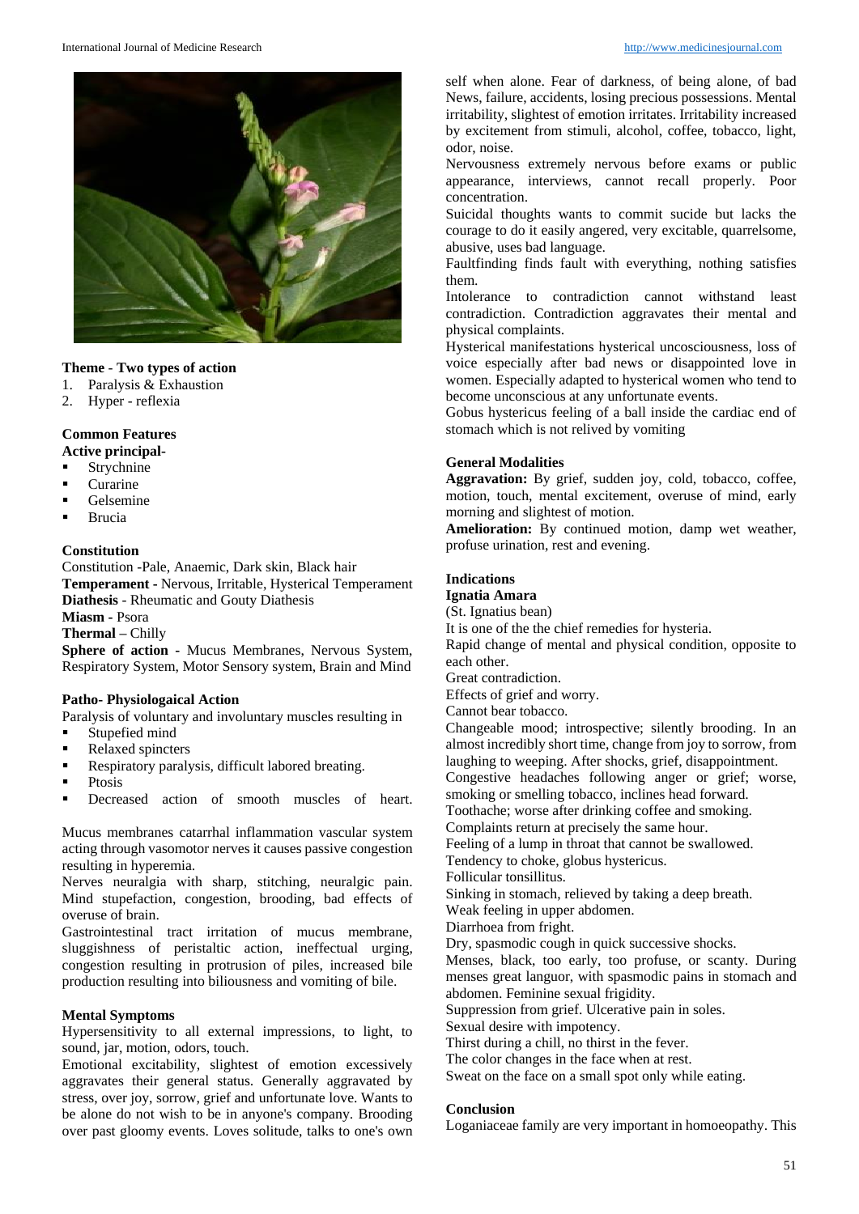**Theme - Two types of action**

1. Paralysis & Exhaustion
2. Hyper - reflexia

**Common Features**

**Active principal-**

- Strychnine
- Curarine
- Gelsemine
- Brucia

**Constitution**

Constitution -Pale, Anaemic, Dark skin, Black hair

**Temperament -** Nervous, Irritable, Hysterical Temperament

**Diathesis** - Rheumatic and Gouty Diathesis

**Miasm -** Psora

**Thermal –** Chilly

**Sphere of action -** Mucus Membranes, Nervous System, Respiratory System, Motor Sensory system, Brain and Mind

**Patho- Physiologaical Action**

Paralysis of voluntary and involuntary muscles resulting in

- Stupefied mind
- Relaxed spincters
- Respiratory paralysis, difficult labored breating.
- Ptosis
- Decreased action of smooth muscles of heart.

Mucus membranes catarrhal inflammation vascular system acting through vasomotor nerves it causes passive congestion resulting in hyperemia.

Nerves neuralgia with sharp, stitching, neuralgic pain. Mind stupefaction, congestion, brooding, bad effects of overuse of brain.

Gastrointestinal tract irritation of mucus membrane, sluggishness of peristaltic action, ineffectual urging, congestion resulting in protrusion of piles, increased bile production resulting into biliousness and vomiting of bile.

**Mental Symptoms**

Hypersensitivity to all external impressions, to light, to sound, jar, motion, odors, touch.

Emotional excitability, slightest of emotion excessively aggravates their general status. Generally aggravated by stress, over joy, sorrow, grief and unfortunate love. Wants to be alone do not wish to be in anyone's company. Brooding over past gloomy events. Loves solitude, talks to one's own self when alone. Fear of darkness, of being alone, of bad News, failure, accidents, losing precious possessions. Mental irritability, slightest of emotion irritates. Irritability increased by excitement from stimuli, alcohol, coffee, tobacco, light, odor, noise.

Nervousness extremely nervous before exams or public appearance, interviews, cannot recall properly. Poor concentration.

Suicidal thoughts wants to commit sucide but lacks the courage to do it easily angered, very excitable, quarrelsome, abusive, uses bad language.

Faultfinding finds fault with everything, nothing satisfies them.

Intolerance to contradiction cannot withstand least contradiction. Contradiction aggravates their mental and physical complaints.

Hysterical manifestations hysterical uncosciousness, loss of voice especially after bad news or disappointed love in women. Especially adapted to hysterical women who tend to become unconscious at any unfortunate events.

Gobus hystericus feeling of a ball inside the cardiac end of stomach which is not relived by vomiting

**General Modalities**

**Aggravation:** By grief, sudden joy, cold, tobacco, coffee, motion, touch, mental excitement, overuse of mind, early morning and slightest of motion.

**Amelioration:** By continued motion, damp wet weather, profuse urination, rest and evening.

**Indications**

**Ignatia Amara**

(St. Ignatius bean)

It is one of the the chief remedies for hysteria.

Rapid change of mental and physical condition, opposite to each other.

Great contradiction.

Effects of grief and worry.

Cannot bear tobacco.

Changeable mood; introspective; silently brooding. In an almost incredibly short time, change from joy to sorrow, from laughing to weeping. After shocks, grief, disappointment.

Congestive headaches following anger or grief; worse, smoking or smelling tobacco, inclines head forward.

Toothache; worse after drinking coffee and smoking.

Complaints return at precisely the same hour.

Feeling of a lump in throat that cannot be swallowed.

Tendency to choke, globus hystericus.

Follicular tonsillitus.

Sinking in stomach, relieved by taking a deep breath.

Weak feeling in upper abdomen.

Diarrhoea from fright.

Dry, spasmodic cough in quick successive shocks.

Menses, black, too early, too profuse, or scanty. During menses great languor, with spasmodic pains in stomach and abdomen. Feminine sexual frigidity.

Suppression from grief. Ulcerative pain in soles.

Sexual desire with impotency.

Thirst during a chill, no thirst in the fever.

The color changes in the face when at rest.

Sweat on the face on a small spot only while eating.

**Conclusion**

Loganiaceae family are very important in homoeopathy. This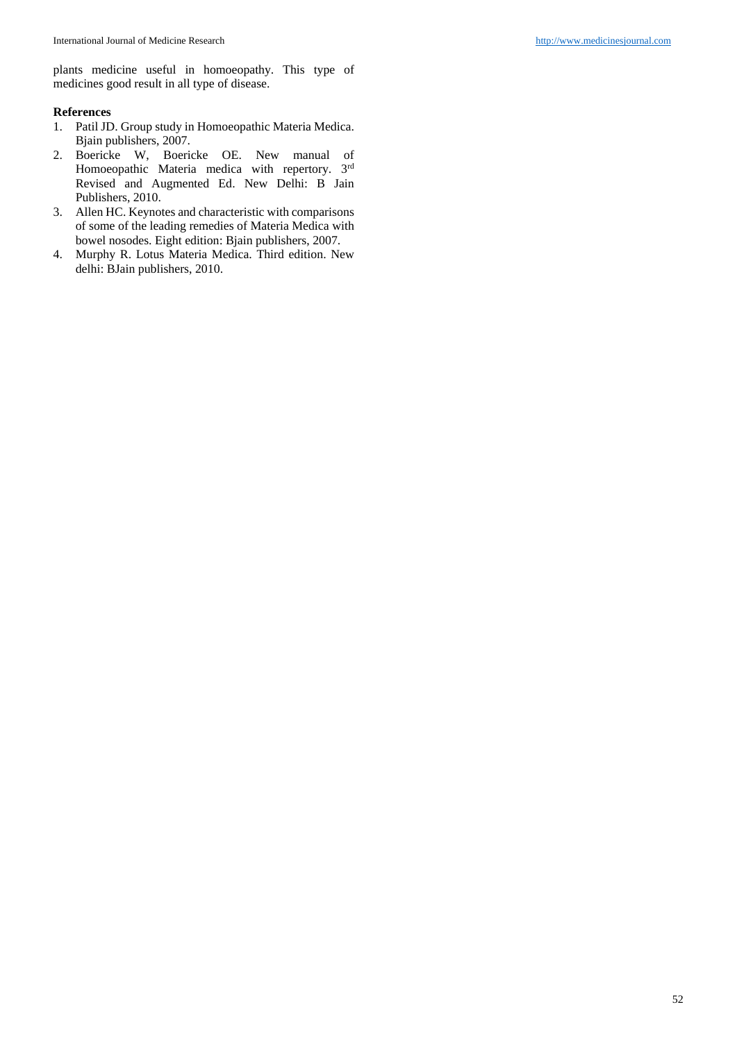plants medicine useful in homoeopathy. This type of medicines good result in all type of disease.

**References**

1. Patil JD. Group study in Homoeopathic Materia Medica. Bjain publishers, 2007.
2. Boericke W, Boericke OE. New manual of Homoeopathic Materia medica with repertory. 3rd Revised and Augmented Ed. New Delhi: B Jain Publishers, 2010.
3. Allen HC. Keynotes and characteristic with comparisons of some of the leading remedies of Materia Medica with bowel nosodes. Eight edition: Bjain publishers, 2007.
4. Murphy R. Lotus Materia Medica. Third edition. New delhi: BJain publishers, 2010.